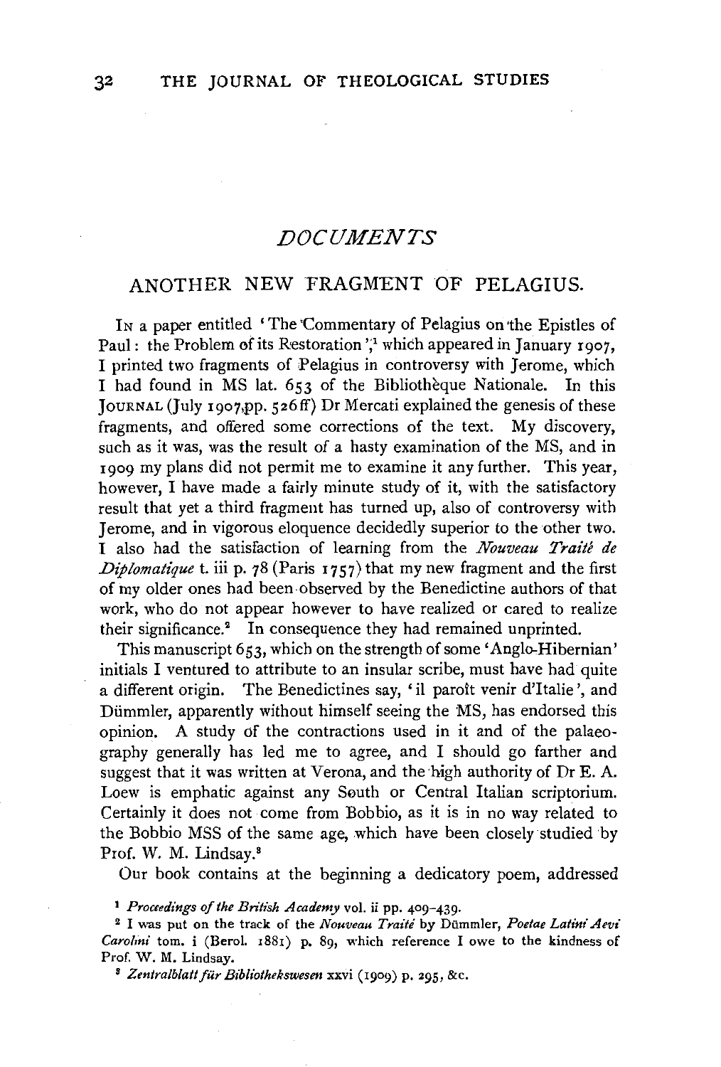## *DOCUMENTS*

### ANOTHER NEW FRAGMENT OF PELAGIUS.

IN a paper entitled 'The Commentary of Pelagius on the Epistles of Paul: the Problem of its Restoration',[1] which appeared in January 1907, I printed two fragments of Pelagius in controversy with Jerome, which I had found in MS lat. 653 of the Bibliothèque Nationale. In this JOURNAL (July 1907, pp. 526 ff) Dr Mercati explained the genesis of these fragments, and offered some corrections of the text. My discovery, such as it was, was the result of a hasty examination of the MS, and in 1909 my plans did not permit me to examine it any further. This year, however, I have made a fairly minute study of it, with the satisfactory result that yet a third fragment has turned up, also of controversy with Jerome, and in vigorous eloquence decidedly superior to the other two. I also had the satisfaction of learning from the *Nouveau Traité de Diplomatique* t. iii p. 78 (Paris 1757) that my new fragment and the first of my older ones had been observed by the Benedictine authors of that work, who do not appear however to have realized or cared to realize their significance.[2] In consequence they had remained unprinted.

This manuscript 653, which on the strength of some 'Anglo-Hibernian' initials I ventured to attribute to an insular scribe, must have had quite a different origin. The Benedictines say, 'il paroît venir d'Italie', and Dümmler, apparently without himself seeing the MS, has endorsed this opinion. A study of the contractions used in it and of the palaeography generally has led me to agree, and I should go farther and suggest that it was written at Verona, and the high authority of Dr E. A. Loew is emphatic against any South or Central Italian scriptorium. Certainly it does not come from Bobbio, as it is in no way related to the Bobbio MSS of the same age, which have been closely studied by Prof. W. M. Lindsay.[3]

Our book contains at the beginning a dedicatory poem, addressed

[1] *Proceedings of the British Academy* vol. ii pp. 409–439.

[2] I was put on the track of the *Nouveau Traité* by Dümmler, *Poetae Latini Aevi Carolini* tom. i (Berol. 1881) p. 89, which reference I owe to the kindness of Prof. W. M. Lindsay.

[3] *Zentralblatt für Bibliothekswesen* xxvi (1909) p. 295, &c.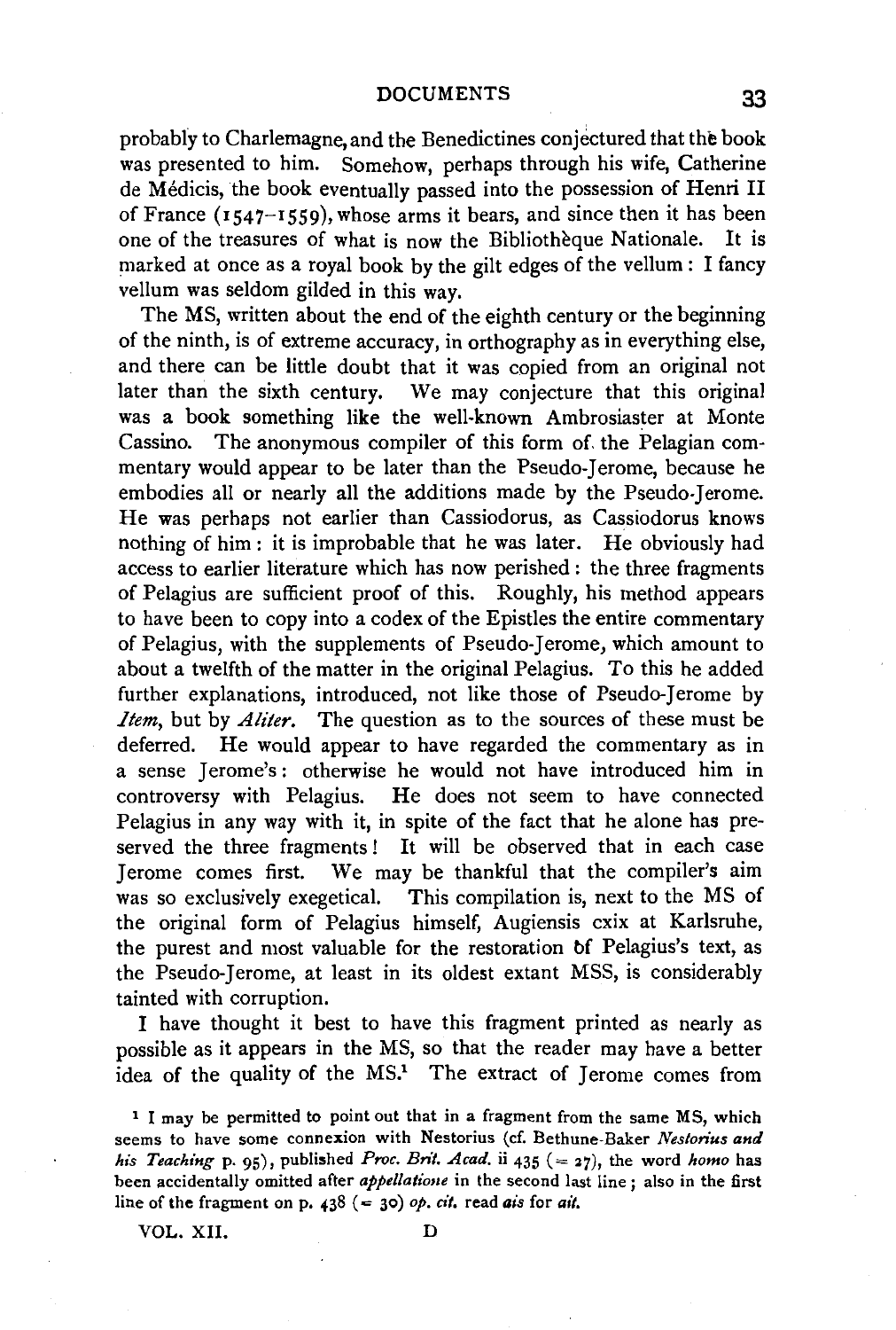probably to Charlemagne, and the Benedictines conjectured that the book was presented to him. Somehow, perhaps through his wife, Catherine de Médicis, the book eventually passed into the possession of Henri II of France (1547–1559), whose arms it bears, and since then it has been one of the treasures of what is now the Bibliothèque Nationale. It is marked at once as a royal book by the gilt edges of the vellum: I fancy vellum was seldom gilded in this way.

The MS, written about the end of the eighth century or the beginning of the ninth, is of extreme accuracy, in orthography as in everything else, and there can be little doubt that it was copied from an original not later than the sixth century. We may conjecture that this original was a book something like the well-known Ambrosiaster at Monte Cassino. The anonymous compiler of this form of the Pelagian commentary would appear to be later than the Pseudo-Jerome, because he embodies all or nearly all the additions made by the Pseudo-Jerome. He was perhaps not earlier than Cassiodorus, as Cassiodorus knows nothing of him: it is improbable that he was later. He obviously had access to earlier literature which has now perished: the three fragments of Pelagius are sufficient proof of this. Roughly, his method appears to have been to copy into a codex of the Epistles the entire commentary of Pelagius, with the supplements of Pseudo-Jerome, which amount to about a twelfth of the matter in the original Pelagius. To this he added further explanations, introduced, not like those of Pseudo-Jerome by *Item*, but by *Aliter*. The question as to the sources of these must be deferred. He would appear to have regarded the commentary as in a sense Jerome's: otherwise he would not have introduced him in controversy with Pelagius. He does not seem to have connected Pelagius in any way with it, in spite of the fact that he alone has preserved the three fragments! It will be observed that in each case Jerome comes first. We may be thankful that the compiler's aim was so exclusively exegetical. This compilation is, next to the MS of the original form of Pelagius himself, Augiensis cxix at Karlsruhe, the purest and most valuable for the restoration of Pelagius's text, as the Pseudo-Jerome, at least in its oldest extant MSS, is considerably tainted with corruption.

I have thought it best to have this fragment printed as nearly as possible as it appears in the MS, so that the reader may have a better idea of the quality of the MS.[1] The extract of Jerome comes from

[1] I may be permitted to point out that in a fragment from the same MS, which seems to have some connexion with Nestorius (cf. Bethune-Baker *Nestorius and his Teaching* p. 95), published *Proc. Brit. Acad.* ii 435 (= 27), the word *homo* has been accidentally omitted after *appellatione* in the second last line; also in the first line of the fragment on p. 438 (= 30) *op. cit.* read *ais* for *ait*.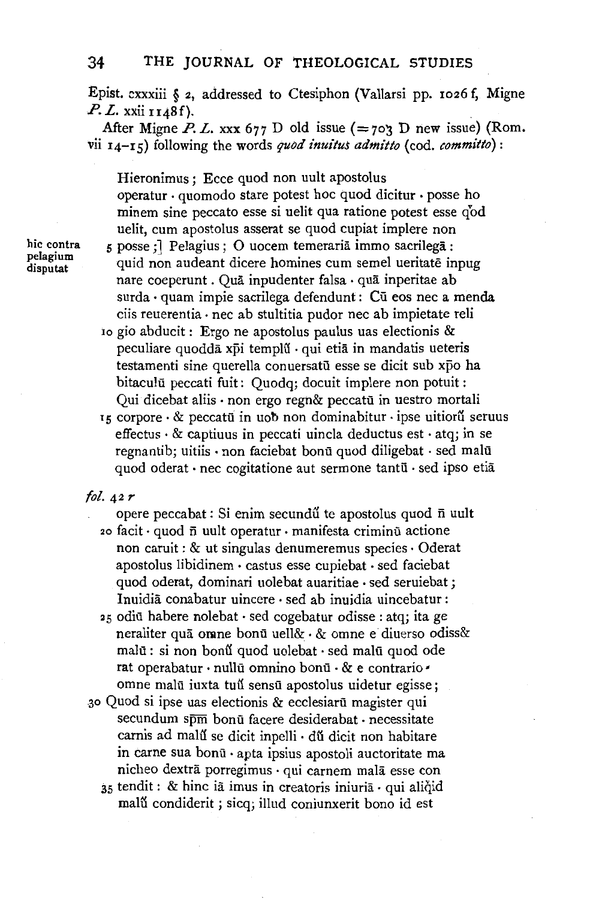Epist. cxxxiii § 2, addressed to Ctesiphon (Vallarsi pp. 1026 f, Migne *P. L.* xxii 1148 f).

After Migne *P. L.* xxx 677 D old issue (= 703 D new issue) (Rom. vii 14–15) following the words *quod inuitus admitto* (cod. *committo*):

> Hieronimus; Ecce quod non uult apostolus
> operatur · quomodo stare potest hoc quod dicitur · posse ho
> minem sine peccato esse si uelit qua ratione potest esse q̊od
> uelit, cum apostolus asserat se quod cupiat implere non
> 5 posse ;] Pelagius; O uocem temerariā immo sacrilegā: — *hic contra pelagium disputat*
> quid non audeant dicere homines cum semel ueritatē inpug
> nare coeperunt. Quā inpudenter falsa · quā inperitae ab
> surda · quam impie sacrilega defendunt: Cū eos nec a menda
> ciis reuerentia · nec ab stultitia pudor nec ab impietate reli
> 10 gio abducit: Ergo ne apostolus paulus uas electionis &
> peculiare quoddā xp̄i templū̆ · qui etiā in mandatis ueteris
> testamenti sine querella conuersatū esse se dicit sub xp̄o ha
> bitaculū peccati fuit: Quodq; docuit implere non potuit:
> Qui dicebat aliis · non ergo regn& peccatū in uestro mortali
> 15 corpore · & peccatū in uob̄ non dominabitur · ipse uitiorū̆ seruus
> effectus · & captiuus in peccati uincla deductus est · atq; in se
> regnantib; uitiis · non faciebat bonū quod diligebat · sed malū
> quod oderat · nec cogitatione aut sermone tantū · sed ipso etiā
>
> *fol.* 42 *r*
>
> opere peccabat: Si enim secundū̆ te apostolus quod n̄ uult
> 20 facit · quod n̄ uult operatur · manifesta criminū actione
> non caruit: & ut singulas denumeremus species · Oderat
> apostolus libidinem · castus esse cupiebat · sed faciebat
> quod oderat, dominari uolebat auaritiae · sed seruiebat;
> Inuidiā conabatur uincere · sed ab inuidia uincebatur:
> 25 odiū habere nolebat · sed cogebatur odisse: atq; ita ge
> neraliter quā omne bonū uell& · & omne e diuerso odiss&
> malū: si non bonū̆ quod uolebat · sed malū quod ode
> rat operabatur · nullū omnino bonū · & e contrario ·
> omne malū iuxta tuū̆ sensū apostolus uidetur egisse;
> 30 Quod si ipse uas electionis & ecclesiarū magister qui
> secundum sp̄m bonū facere desiderabat · necessitate
> carnis ad malū̆ se dicit inpelli · dū̆ dicit non habitare
> in carne sua bonū · apta ipsius apostoli auctoritate ma
> nicheo dextrā porregimus · qui carnem malā esse con
> 35 tendit: & hinc iā imus in creatoris iniuriā · qui aliq̄id
> malū̆ condiderit; sicq; illud coniunxerit bono id est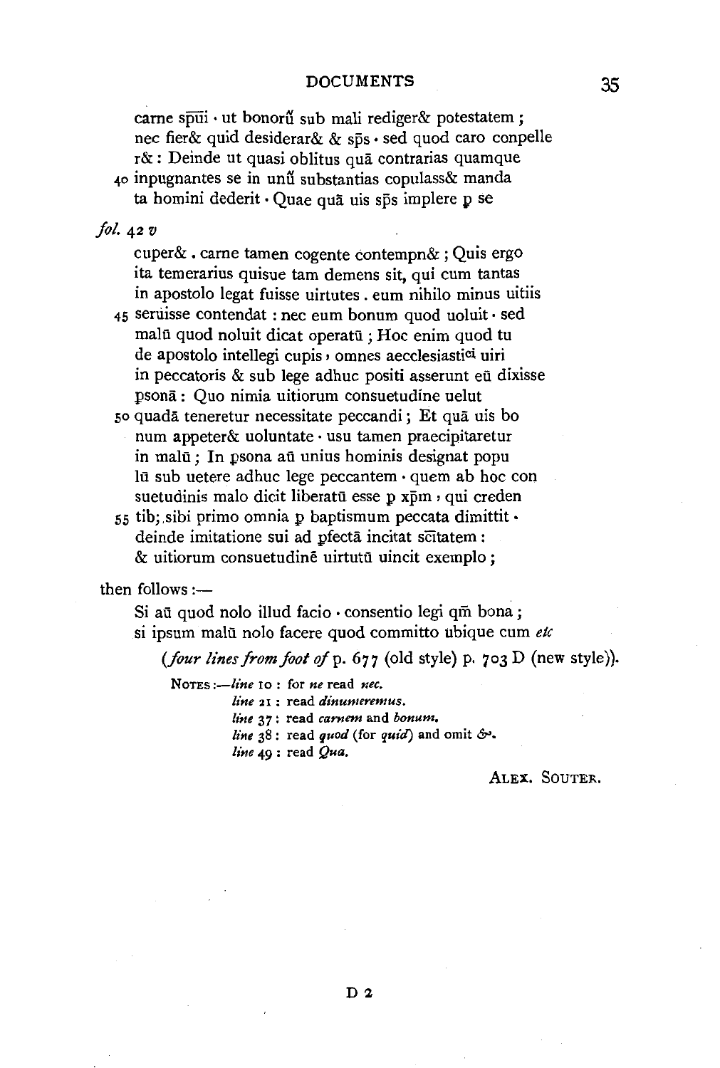carne spūi · ut bonorū̃ sub mali rediger& potestatem ;
nec fier& quid desiderar& & sp̄s · sed quod caro conpelle
r& : Deinde ut quasi oblitus quā contrarias quamque
40 inpugnantes se in unū̃ substantias copulass& manda
ta homini dederit · Quae quā uis sp̄s implere p se

*fol.* 42 *v*

cuper& . carne tamen cogente contempn& ; Quis ergo
ita temerarius quisue tam demens sit, qui cum tantas
in apostolo legat fuisse uirtutes . eum nihilo minus uitiis
45 seruisse contendat : nec eum bonum quod uoluit · sed
malū quod noluit dicat operatū ; Hoc enim quod tu
de apostolo intellegi cupis › omnes aecclesiasti[ci] uiri
in peccatoris & sub lege adhuc positi asserunt eū dixisse
psonā : Quo nimia uitiorum consuetudine uelut
50 quadā teneretur necessitate peccandi ; Et quā uis bo
num appeter& uoluntate · usu tamen praecipitaretur
in malū ; In psona aū unius hominis designat popu
lū sub uetere adhuc lege peccantem · quem ab hoc con
suetudinis malo dicit liberatū esse p xp̄m › qui creden
55 tib; sibi primo omnia p baptismum peccata dimittit ·
deinde imitatione sui ad pfectā incitat sc̄itatem :
& uitiorum consuetudinē uirtutū uincit exemplo ;

then follows :—

Si aū quod nolo illud facio · consentio legi qm̄ bona ;
si ipsum malū nolo facere quod committo ubique cum *etc*

(*four lines from foot of* p. 677 (old style) p. 703 D (new style)).

NOTES :—*line* 10 : for *ne* read *nec*.
*line* 21 : read *dinumeremus*.
*line* 37 : read *carnem* and *bonum*.
*line* 38 : read *quod* (for *quid*) and omit *&*.
*line* 49 : read *Qua*.

ALEX. SOUTER.